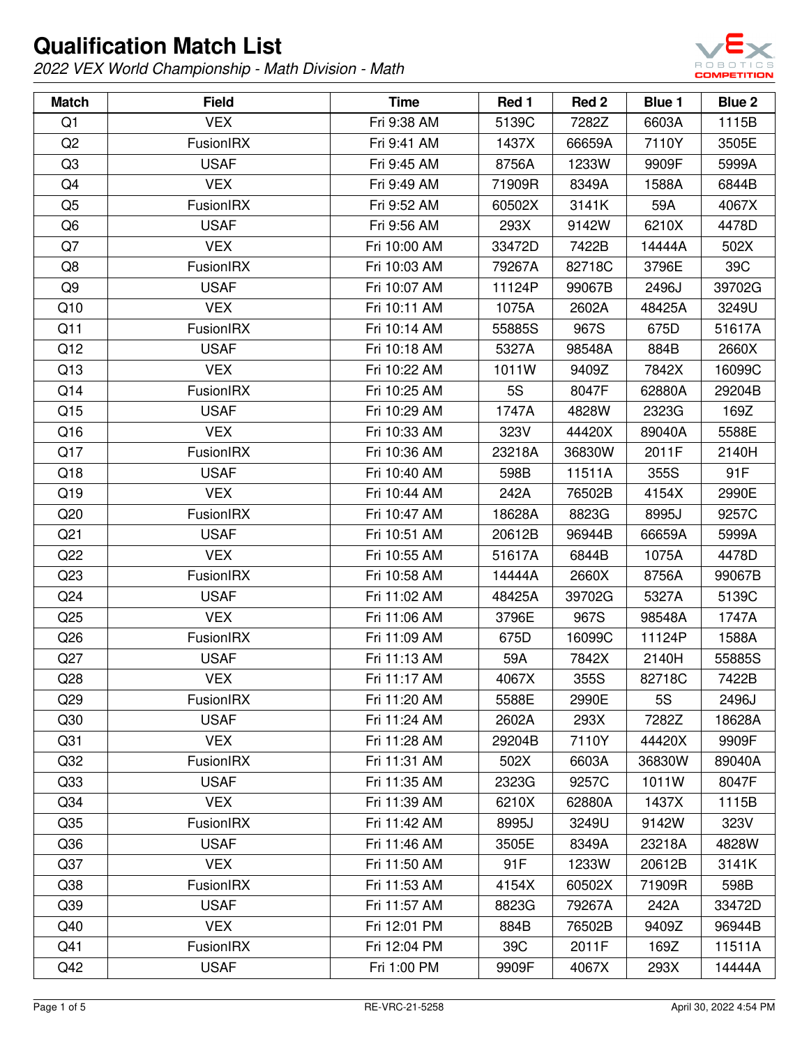# Qualification Match List

*2022 VEX World Championship - Math Division - Math*

| Match | Field | Time | Red 1 | Red 2 | Blue 1 | Blue 2 |
|---|---|---|---|---|---|---|
| Q1 | VEX | Fri 9:38 AM | 5139C | 7282Z | 6603A | 1115B |
| Q2 | FusionIRX | Fri 9:41 AM | 1437X | 66659A | 7110Y | 3505E |
| Q3 | USAF | Fri 9:45 AM | 8756A | 1233W | 9909F | 5999A |
| Q4 | VEX | Fri 9:49 AM | 71909R | 8349A | 1588A | 6844B |
| Q5 | FusionIRX | Fri 9:52 AM | 60502X | 3141K | 59A | 4067X |
| Q6 | USAF | Fri 9:56 AM | 293X | 9142W | 6210X | 4478D |
| Q7 | VEX | Fri 10:00 AM | 33472D | 7422B | 14444A | 502X |
| Q8 | FusionIRX | Fri 10:03 AM | 79267A | 82718C | 3796E | 39C |
| Q9 | USAF | Fri 10:07 AM | 11124P | 99067B | 2496J | 39702G |
| Q10 | VEX | Fri 10:11 AM | 1075A | 2602A | 48425A | 3249U |
| Q11 | FusionIRX | Fri 10:14 AM | 55885S | 967S | 675D | 51617A |
| Q12 | USAF | Fri 10:18 AM | 5327A | 98548A | 884B | 2660X |
| Q13 | VEX | Fri 10:22 AM | 1011W | 9409Z | 7842X | 16099C |
| Q14 | FusionIRX | Fri 10:25 AM | 5S | 8047F | 62880A | 29204B |
| Q15 | USAF | Fri 10:29 AM | 1747A | 4828W | 2323G | 169Z |
| Q16 | VEX | Fri 10:33 AM | 323V | 44420X | 89040A | 5588E |
| Q17 | FusionIRX | Fri 10:36 AM | 23218A | 36830W | 2011F | 2140H |
| Q18 | USAF | Fri 10:40 AM | 598B | 11511A | 355S | 91F |
| Q19 | VEX | Fri 10:44 AM | 242A | 76502B | 4154X | 2990E |
| Q20 | FusionIRX | Fri 10:47 AM | 18628A | 8823G | 8995J | 9257C |
| Q21 | USAF | Fri 10:51 AM | 20612B | 96944B | 66659A | 5999A |
| Q22 | VEX | Fri 10:55 AM | 51617A | 6844B | 1075A | 4478D |
| Q23 | FusionIRX | Fri 10:58 AM | 14444A | 2660X | 8756A | 99067B |
| Q24 | USAF | Fri 11:02 AM | 48425A | 39702G | 5327A | 5139C |
| Q25 | VEX | Fri 11:06 AM | 3796E | 967S | 98548A | 1747A |
| Q26 | FusionIRX | Fri 11:09 AM | 675D | 16099C | 11124P | 1588A |
| Q27 | USAF | Fri 11:13 AM | 59A | 7842X | 2140H | 55885S |
| Q28 | VEX | Fri 11:17 AM | 4067X | 355S | 82718C | 7422B |
| Q29 | FusionIRX | Fri 11:20 AM | 5588E | 2990E | 5S | 2496J |
| Q30 | USAF | Fri 11:24 AM | 2602A | 293X | 7282Z | 18628A |
| Q31 | VEX | Fri 11:28 AM | 29204B | 7110Y | 44420X | 9909F |
| Q32 | FusionIRX | Fri 11:31 AM | 502X | 6603A | 36830W | 89040A |
| Q33 | USAF | Fri 11:35 AM | 2323G | 9257C | 1011W | 8047F |
| Q34 | VEX | Fri 11:39 AM | 6210X | 62880A | 1437X | 1115B |
| Q35 | FusionIRX | Fri 11:42 AM | 8995J | 3249U | 9142W | 323V |
| Q36 | USAF | Fri 11:46 AM | 3505E | 8349A | 23218A | 4828W |
| Q37 | VEX | Fri 11:50 AM | 91F | 1233W | 20612B | 3141K |
| Q38 | FusionIRX | Fri 11:53 AM | 4154X | 60502X | 71909R | 598B |
| Q39 | USAF | Fri 11:57 AM | 8823G | 79267A | 242A | 33472D |
| Q40 | VEX | Fri 12:01 PM | 884B | 76502B | 9409Z | 96944B |
| Q41 | FusionIRX | Fri 12:04 PM | 39C | 2011F | 169Z | 11511A |
| Q42 | USAF | Fri 1:00 PM | 9909F | 4067X | 293X | 14444A |

RE-VRC-21-5258

April 30, 2022 4:54 PM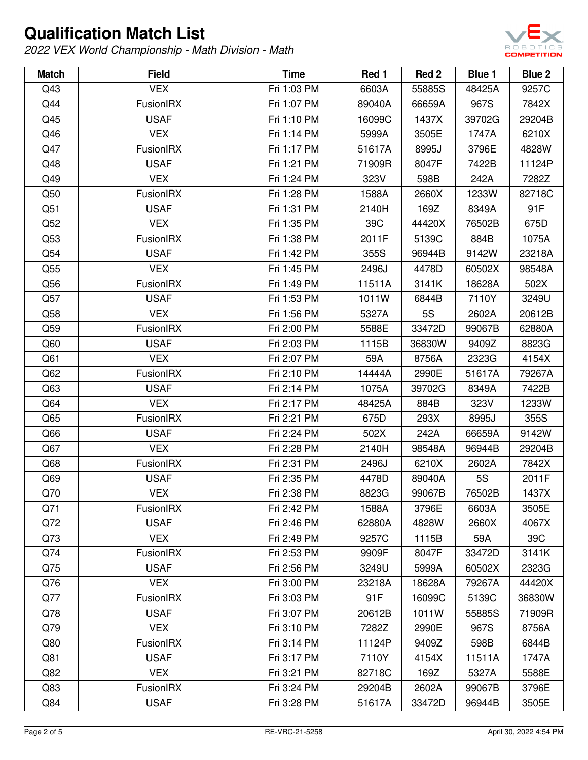# Qualification Match List

*2022 VEX World Championship - Math Division - Math*

| Match | Field | Time | Red 1 | Red 2 | Blue 1 | Blue 2 |
|---|---|---|---|---|---|---|
| Q43 | VEX | Fri 1:03 PM | 6603A | 55885S | 48425A | 9257C |
| Q44 | FusionIRX | Fri 1:07 PM | 89040A | 66659A | 967S | 7842X |
| Q45 | USAF | Fri 1:10 PM | 16099C | 1437X | 39702G | 29204B |
| Q46 | VEX | Fri 1:14 PM | 5999A | 3505E | 1747A | 6210X |
| Q47 | FusionIRX | Fri 1:17 PM | 51617A | 8995J | 3796E | 4828W |
| Q48 | USAF | Fri 1:21 PM | 71909R | 8047F | 7422B | 11124P |
| Q49 | VEX | Fri 1:24 PM | 323V | 598B | 242A | 7282Z |
| Q50 | FusionIRX | Fri 1:28 PM | 1588A | 2660X | 1233W | 82718C |
| Q51 | USAF | Fri 1:31 PM | 2140H | 169Z | 8349A | 91F |
| Q52 | VEX | Fri 1:35 PM | 39C | 44420X | 76502B | 675D |
| Q53 | FusionIRX | Fri 1:38 PM | 2011F | 5139C | 884B | 1075A |
| Q54 | USAF | Fri 1:42 PM | 355S | 96944B | 9142W | 23218A |
| Q55 | VEX | Fri 1:45 PM | 2496J | 4478D | 60502X | 98548A |
| Q56 | FusionIRX | Fri 1:49 PM | 11511A | 3141K | 18628A | 502X |
| Q57 | USAF | Fri 1:53 PM | 1011W | 6844B | 7110Y | 3249U |
| Q58 | VEX | Fri 1:56 PM | 5327A | 5S | 2602A | 20612B |
| Q59 | FusionIRX | Fri 2:00 PM | 5588E | 33472D | 99067B | 62880A |
| Q60 | USAF | Fri 2:03 PM | 1115B | 36830W | 9409Z | 8823G |
| Q61 | VEX | Fri 2:07 PM | 59A | 8756A | 2323G | 4154X |
| Q62 | FusionIRX | Fri 2:10 PM | 14444A | 2990E | 51617A | 79267A |
| Q63 | USAF | Fri 2:14 PM | 1075A | 39702G | 8349A | 7422B |
| Q64 | VEX | Fri 2:17 PM | 48425A | 884B | 323V | 1233W |
| Q65 | FusionIRX | Fri 2:21 PM | 675D | 293X | 8995J | 355S |
| Q66 | USAF | Fri 2:24 PM | 502X | 242A | 66659A | 9142W |
| Q67 | VEX | Fri 2:28 PM | 2140H | 98548A | 96944B | 29204B |
| Q68 | FusionIRX | Fri 2:31 PM | 2496J | 6210X | 2602A | 7842X |
| Q69 | USAF | Fri 2:35 PM | 4478D | 89040A | 5S | 2011F |
| Q70 | VEX | Fri 2:38 PM | 8823G | 99067B | 76502B | 1437X |
| Q71 | FusionIRX | Fri 2:42 PM | 1588A | 3796E | 6603A | 3505E |
| Q72 | USAF | Fri 2:46 PM | 62880A | 4828W | 2660X | 4067X |
| Q73 | VEX | Fri 2:49 PM | 9257C | 1115B | 59A | 39C |
| Q74 | FusionIRX | Fri 2:53 PM | 9909F | 8047F | 33472D | 3141K |
| Q75 | USAF | Fri 2:56 PM | 3249U | 5999A | 60502X | 2323G |
| Q76 | VEX | Fri 3:00 PM | 23218A | 18628A | 79267A | 44420X |
| Q77 | FusionIRX | Fri 3:03 PM | 91F | 16099C | 5139C | 36830W |
| Q78 | USAF | Fri 3:07 PM | 20612B | 1011W | 55885S | 71909R |
| Q79 | VEX | Fri 3:10 PM | 7282Z | 2990E | 967S | 8756A |
| Q80 | FusionIRX | Fri 3:14 PM | 11124P | 9409Z | 598B | 6844B |
| Q81 | USAF | Fri 3:17 PM | 7110Y | 4154X | 11511A | 1747A |
| Q82 | VEX | Fri 3:21 PM | 82718C | 169Z | 5327A | 5588E |
| Q83 | FusionIRX | Fri 3:24 PM | 29204B | 2602A | 99067B | 3796E |
| Q84 | USAF | Fri 3:28 PM | 51617A | 33472D | 96944B | 3505E |

RE-VRC-21-5258 April 30, 2022 4:54 PM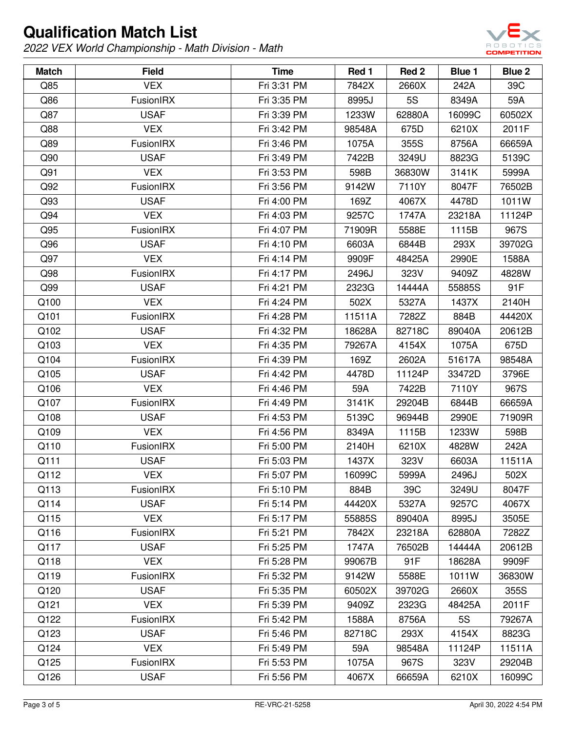# Qualification Match List

*2022 VEX World Championship - Math Division - Math*

| Match | Field | Time | Red 1 | Red 2 | Blue 1 | Blue 2 |
|---|---|---|---|---|---|---|
| Q85 | VEX | Fri 3:31 PM | 7842X | 2660X | 242A | 39C |
| Q86 | FusionIRX | Fri 3:35 PM | 8995J | 5S | 8349A | 59A |
| Q87 | USAF | Fri 3:39 PM | 1233W | 62880A | 16099C | 60502X |
| Q88 | VEX | Fri 3:42 PM | 98548A | 675D | 6210X | 2011F |
| Q89 | FusionIRX | Fri 3:46 PM | 1075A | 355S | 8756A | 66659A |
| Q90 | USAF | Fri 3:49 PM | 7422B | 3249U | 8823G | 5139C |
| Q91 | VEX | Fri 3:53 PM | 598B | 36830W | 3141K | 5999A |
| Q92 | FusionIRX | Fri 3:56 PM | 9142W | 7110Y | 8047F | 76502B |
| Q93 | USAF | Fri 4:00 PM | 169Z | 4067X | 4478D | 1011W |
| Q94 | VEX | Fri 4:03 PM | 9257C | 1747A | 23218A | 11124P |
| Q95 | FusionIRX | Fri 4:07 PM | 71909R | 5588E | 1115B | 967S |
| Q96 | USAF | Fri 4:10 PM | 6603A | 6844B | 293X | 39702G |
| Q97 | VEX | Fri 4:14 PM | 9909F | 48425A | 2990E | 1588A |
| Q98 | FusionIRX | Fri 4:17 PM | 2496J | 323V | 9409Z | 4828W |
| Q99 | USAF | Fri 4:21 PM | 2323G | 14444A | 55885S | 91F |
| Q100 | VEX | Fri 4:24 PM | 502X | 5327A | 1437X | 2140H |
| Q101 | FusionIRX | Fri 4:28 PM | 11511A | 7282Z | 884B | 44420X |
| Q102 | USAF | Fri 4:32 PM | 18628A | 82718C | 89040A | 20612B |
| Q103 | VEX | Fri 4:35 PM | 79267A | 4154X | 1075A | 675D |
| Q104 | FusionIRX | Fri 4:39 PM | 169Z | 2602A | 51617A | 98548A |
| Q105 | USAF | Fri 4:42 PM | 4478D | 11124P | 33472D | 3796E |
| Q106 | VEX | Fri 4:46 PM | 59A | 7422B | 7110Y | 967S |
| Q107 | FusionIRX | Fri 4:49 PM | 3141K | 29204B | 6844B | 66659A |
| Q108 | USAF | Fri 4:53 PM | 5139C | 96944B | 2990E | 71909R |
| Q109 | VEX | Fri 4:56 PM | 8349A | 1115B | 1233W | 598B |
| Q110 | FusionIRX | Fri 5:00 PM | 2140H | 6210X | 4828W | 242A |
| Q111 | USAF | Fri 5:03 PM | 1437X | 323V | 6603A | 11511A |
| Q112 | VEX | Fri 5:07 PM | 16099C | 5999A | 2496J | 502X |
| Q113 | FusionIRX | Fri 5:10 PM | 884B | 39C | 3249U | 8047F |
| Q114 | USAF | Fri 5:14 PM | 44420X | 5327A | 9257C | 4067X |
| Q115 | VEX | Fri 5:17 PM | 55885S | 89040A | 8995J | 3505E |
| Q116 | FusionIRX | Fri 5:21 PM | 7842X | 23218A | 62880A | 7282Z |
| Q117 | USAF | Fri 5:25 PM | 1747A | 76502B | 14444A | 20612B |
| Q118 | VEX | Fri 5:28 PM | 99067B | 91F | 18628A | 9909F |
| Q119 | FusionIRX | Fri 5:32 PM | 9142W | 5588E | 1011W | 36830W |
| Q120 | USAF | Fri 5:35 PM | 60502X | 39702G | 2660X | 355S |
| Q121 | VEX | Fri 5:39 PM | 9409Z | 2323G | 48425A | 2011F |
| Q122 | FusionIRX | Fri 5:42 PM | 1588A | 8756A | 5S | 79267A |
| Q123 | USAF | Fri 5:46 PM | 82718C | 293X | 4154X | 8823G |
| Q124 | VEX | Fri 5:49 PM | 59A | 98548A | 11124P | 11511A |
| Q125 | FusionIRX | Fri 5:53 PM | 1075A | 967S | 323V | 29204B |
| Q126 | USAF | Fri 5:56 PM | 4067X | 66659A | 6210X | 16099C |

RE-VRC-21-5258

April 30, 2022 4:54 PM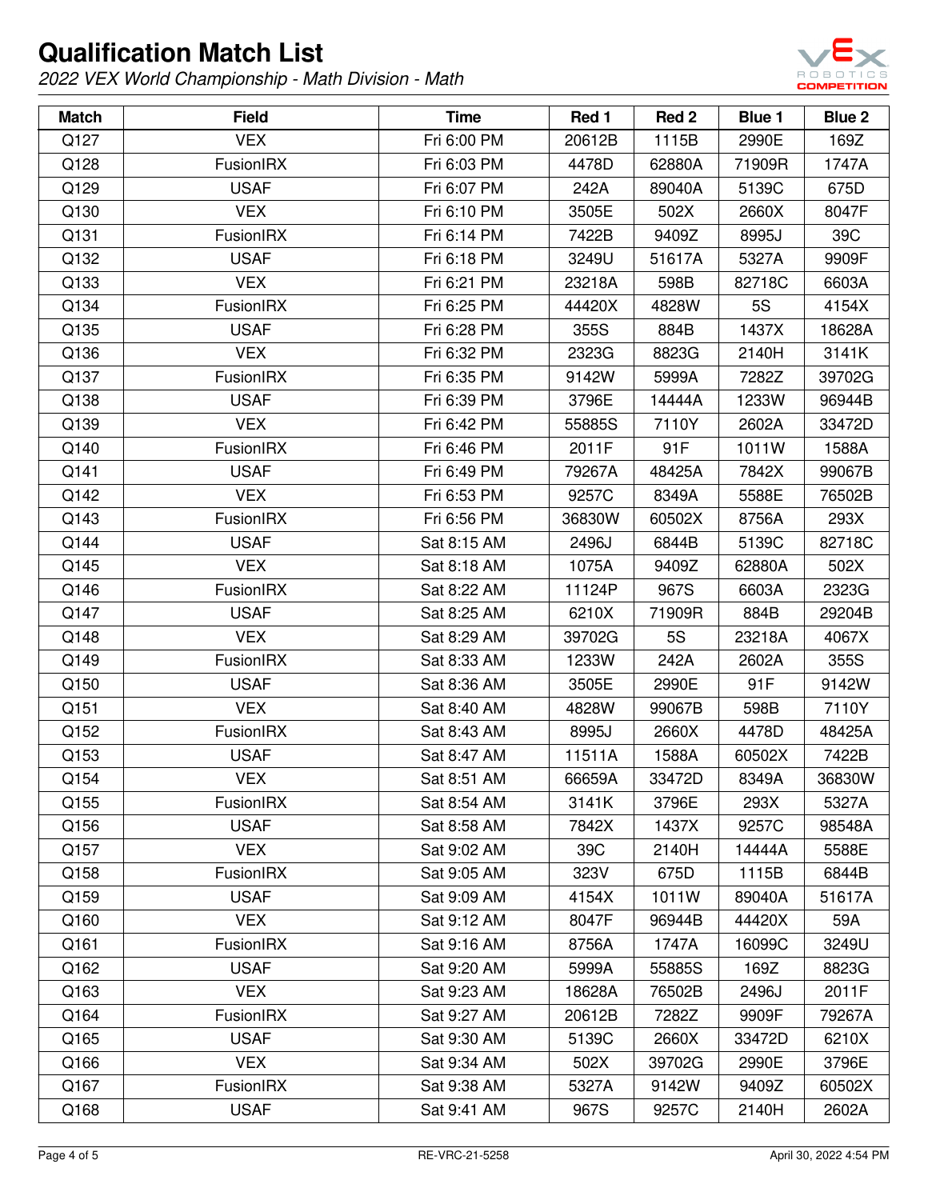# Qualification Match List

*2022 VEX World Championship - Math Division - Math*

| Match | Field | Time | Red 1 | Red 2 | Blue 1 | Blue 2 |
|---|---|---|---|---|---|---|
| Q127 | VEX | Fri 6:00 PM | 20612B | 1115B | 2990E | 169Z |
| Q128 | FusionIRX | Fri 6:03 PM | 4478D | 62880A | 71909R | 1747A |
| Q129 | USAF | Fri 6:07 PM | 242A | 89040A | 5139C | 675D |
| Q130 | VEX | Fri 6:10 PM | 3505E | 502X | 2660X | 8047F |
| Q131 | FusionIRX | Fri 6:14 PM | 7422B | 9409Z | 8995J | 39C |
| Q132 | USAF | Fri 6:18 PM | 3249U | 51617A | 5327A | 9909F |
| Q133 | VEX | Fri 6:21 PM | 23218A | 598B | 82718C | 6603A |
| Q134 | FusionIRX | Fri 6:25 PM | 44420X | 4828W | 5S | 4154X |
| Q135 | USAF | Fri 6:28 PM | 355S | 884B | 1437X | 18628A |
| Q136 | VEX | Fri 6:32 PM | 2323G | 8823G | 2140H | 3141K |
| Q137 | FusionIRX | Fri 6:35 PM | 9142W | 5999A | 7282Z | 39702G |
| Q138 | USAF | Fri 6:39 PM | 3796E | 14444A | 1233W | 96944B |
| Q139 | VEX | Fri 6:42 PM | 55885S | 7110Y | 2602A | 33472D |
| Q140 | FusionIRX | Fri 6:46 PM | 2011F | 91F | 1011W | 1588A |
| Q141 | USAF | Fri 6:49 PM | 79267A | 48425A | 7842X | 99067B |
| Q142 | VEX | Fri 6:53 PM | 9257C | 8349A | 5588E | 76502B |
| Q143 | FusionIRX | Fri 6:56 PM | 36830W | 60502X | 8756A | 293X |
| Q144 | USAF | Sat 8:15 AM | 2496J | 6844B | 5139C | 82718C |
| Q145 | VEX | Sat 8:18 AM | 1075A | 9409Z | 62880A | 502X |
| Q146 | FusionIRX | Sat 8:22 AM | 11124P | 967S | 6603A | 2323G |
| Q147 | USAF | Sat 8:25 AM | 6210X | 71909R | 884B | 29204B |
| Q148 | VEX | Sat 8:29 AM | 39702G | 5S | 23218A | 4067X |
| Q149 | FusionIRX | Sat 8:33 AM | 1233W | 242A | 2602A | 355S |
| Q150 | USAF | Sat 8:36 AM | 3505E | 2990E | 91F | 9142W |
| Q151 | VEX | Sat 8:40 AM | 4828W | 99067B | 598B | 7110Y |
| Q152 | FusionIRX | Sat 8:43 AM | 8995J | 2660X | 4478D | 48425A |
| Q153 | USAF | Sat 8:47 AM | 11511A | 1588A | 60502X | 7422B |
| Q154 | VEX | Sat 8:51 AM | 66659A | 33472D | 8349A | 36830W |
| Q155 | FusionIRX | Sat 8:54 AM | 3141K | 3796E | 293X | 5327A |
| Q156 | USAF | Sat 8:58 AM | 7842X | 1437X | 9257C | 98548A |
| Q157 | VEX | Sat 9:02 AM | 39C | 2140H | 14444A | 5588E |
| Q158 | FusionIRX | Sat 9:05 AM | 323V | 675D | 1115B | 6844B |
| Q159 | USAF | Sat 9:09 AM | 4154X | 1011W | 89040A | 51617A |
| Q160 | VEX | Sat 9:12 AM | 8047F | 96944B | 44420X | 59A |
| Q161 | FusionIRX | Sat 9:16 AM | 8756A | 1747A | 16099C | 3249U |
| Q162 | USAF | Sat 9:20 AM | 5999A | 55885S | 169Z | 8823G |
| Q163 | VEX | Sat 9:23 AM | 18628A | 76502B | 2496J | 2011F |
| Q164 | FusionIRX | Sat 9:27 AM | 20612B | 7282Z | 9909F | 79267A |
| Q165 | USAF | Sat 9:30 AM | 5139C | 2660X | 33472D | 6210X |
| Q166 | VEX | Sat 9:34 AM | 502X | 39702G | 2990E | 3796E |
| Q167 | FusionIRX | Sat 9:38 AM | 5327A | 9142W | 9409Z | 60502X |
| Q168 | USAF | Sat 9:41 AM | 967S | 9257C | 2140H | 2602A |

RE-VRC-21-5258

April 30, 2022 4:54 PM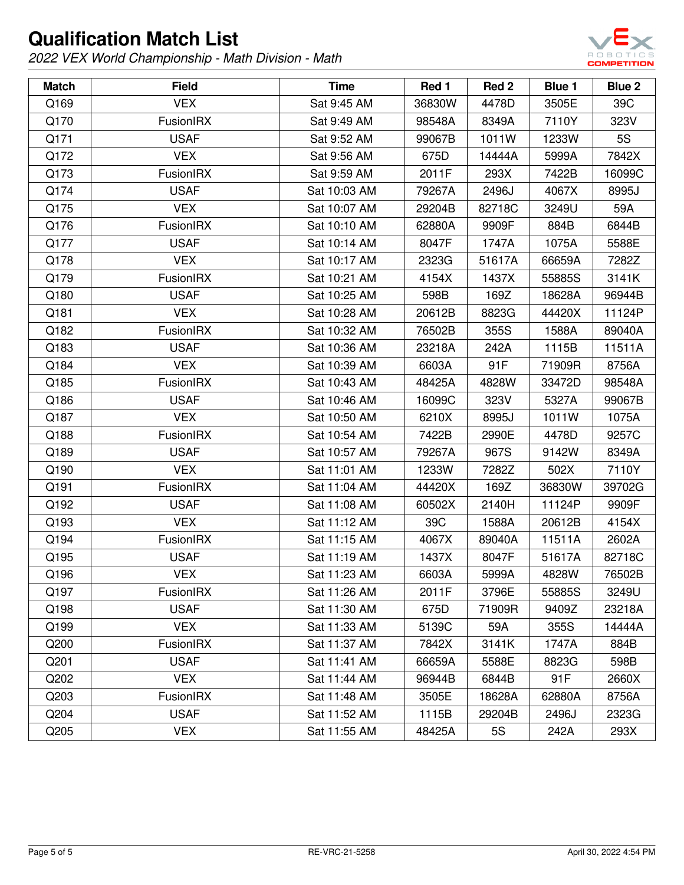# Qualification Match List

*2022 VEX World Championship - Math Division - Math*

| Match | Field | Time | Red 1 | Red 2 | Blue 1 | Blue 2 |
|---|---|---|---|---|---|---|
| Q169 | VEX | Sat 9:45 AM | 36830W | 4478D | 3505E | 39C |
| Q170 | FusionIRX | Sat 9:49 AM | 98548A | 8349A | 7110Y | 323V |
| Q171 | USAF | Sat 9:52 AM | 99067B | 1011W | 1233W | 5S |
| Q172 | VEX | Sat 9:56 AM | 675D | 14444A | 5999A | 7842X |
| Q173 | FusionIRX | Sat 9:59 AM | 2011F | 293X | 7422B | 16099C |
| Q174 | USAF | Sat 10:03 AM | 79267A | 2496J | 4067X | 8995J |
| Q175 | VEX | Sat 10:07 AM | 29204B | 82718C | 3249U | 59A |
| Q176 | FusionIRX | Sat 10:10 AM | 62880A | 9909F | 884B | 6844B |
| Q177 | USAF | Sat 10:14 AM | 8047F | 1747A | 1075A | 5588E |
| Q178 | VEX | Sat 10:17 AM | 2323G | 51617A | 66659A | 7282Z |
| Q179 | FusionIRX | Sat 10:21 AM | 4154X | 1437X | 55885S | 3141K |
| Q180 | USAF | Sat 10:25 AM | 598B | 169Z | 18628A | 96944B |
| Q181 | VEX | Sat 10:28 AM | 20612B | 8823G | 44420X | 11124P |
| Q182 | FusionIRX | Sat 10:32 AM | 76502B | 355S | 1588A | 89040A |
| Q183 | USAF | Sat 10:36 AM | 23218A | 242A | 1115B | 11511A |
| Q184 | VEX | Sat 10:39 AM | 6603A | 91F | 71909R | 8756A |
| Q185 | FusionIRX | Sat 10:43 AM | 48425A | 4828W | 33472D | 98548A |
| Q186 | USAF | Sat 10:46 AM | 16099C | 323V | 5327A | 99067B |
| Q187 | VEX | Sat 10:50 AM | 6210X | 8995J | 1011W | 1075A |
| Q188 | FusionIRX | Sat 10:54 AM | 7422B | 2990E | 4478D | 9257C |
| Q189 | USAF | Sat 10:57 AM | 79267A | 967S | 9142W | 8349A |
| Q190 | VEX | Sat 11:01 AM | 1233W | 7282Z | 502X | 7110Y |
| Q191 | FusionIRX | Sat 11:04 AM | 44420X | 169Z | 36830W | 39702G |
| Q192 | USAF | Sat 11:08 AM | 60502X | 2140H | 11124P | 9909F |
| Q193 | VEX | Sat 11:12 AM | 39C | 1588A | 20612B | 4154X |
| Q194 | FusionIRX | Sat 11:15 AM | 4067X | 89040A | 11511A | 2602A |
| Q195 | USAF | Sat 11:19 AM | 1437X | 8047F | 51617A | 82718C |
| Q196 | VEX | Sat 11:23 AM | 6603A | 5999A | 4828W | 76502B |
| Q197 | FusionIRX | Sat 11:26 AM | 2011F | 3796E | 55885S | 3249U |
| Q198 | USAF | Sat 11:30 AM | 675D | 71909R | 9409Z | 23218A |
| Q199 | VEX | Sat 11:33 AM | 5139C | 59A | 355S | 14444A |
| Q200 | FusionIRX | Sat 11:37 AM | 7842X | 3141K | 1747A | 884B |
| Q201 | USAF | Sat 11:41 AM | 66659A | 5588E | 8823G | 598B |
| Q202 | VEX | Sat 11:44 AM | 96944B | 6844B | 91F | 2660X |
| Q203 | FusionIRX | Sat 11:48 AM | 3505E | 18628A | 62880A | 8756A |
| Q204 | USAF | Sat 11:52 AM | 1115B | 29204B | 2496J | 2323G |
| Q205 | VEX | Sat 11:55 AM | 48425A | 5S | 242A | 293X |

RE-VRC-21-5258

April 30, 2022 4:54 PM